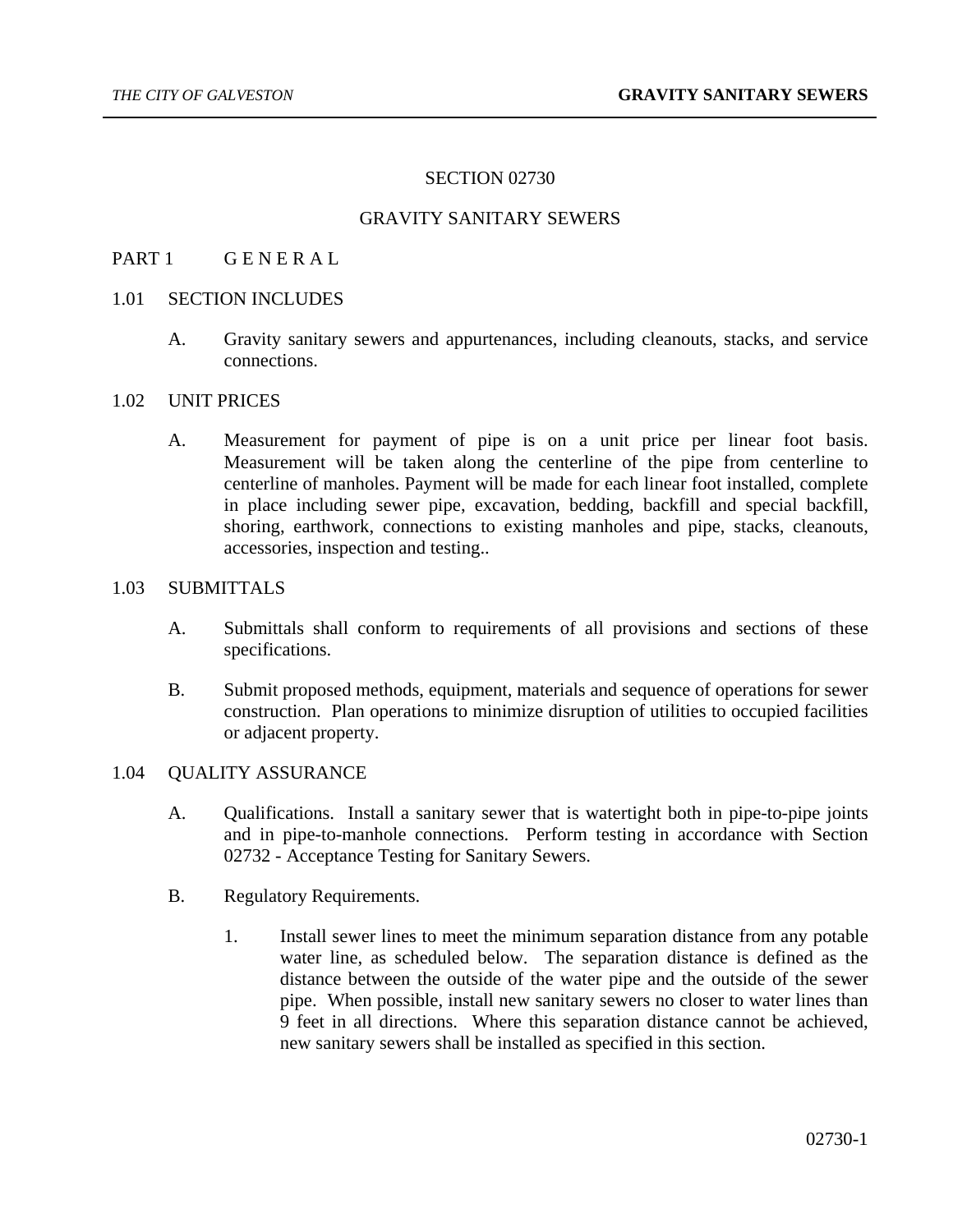# SECTION 02730

# GRAVITY SANITARY SEWERS

## PART 1 G E N E R A L

### 1.01 SECTION INCLUDES

A. Gravity sanitary sewers and appurtenances, including cleanouts, stacks, and service connections.

### 1.02 UNIT PRICES

A. Measurement for payment of pipe is on a unit price per linear foot basis. Measurement will be taken along the centerline of the pipe from centerline to centerline of manholes. Payment will be made for each linear foot installed, complete in place including sewer pipe, excavation, bedding, backfill and special backfill, shoring, earthwork, connections to existing manholes and pipe, stacks, cleanouts, accessories, inspection and testing..

### 1.03 SUBMITTALS

A. Submittals shall conform to requirements of all provisions and sections of these specifications.

B. Submit proposed methods, equipment, materials and sequence of operations for sewer construction. Plan operations to minimize disruption of utilities to occupied facilities or adjacent property.

### 1.04 QUALITY ASSURANCE

A. Qualifications. Install a sanitary sewer that is watertight both in pipe-to-pipe joints and in pipe-to-manhole connections. Perform testing in accordance with Section 02732 - Acceptance Testing for Sanitary Sewers.

B. Regulatory Requirements.

1. Install sewer lines to meet the minimum separation distance from any potable water line, as scheduled below. The separation distance is defined as the distance between the outside of the water pipe and the outside of the sewer pipe. When possible, install new sanitary sewers no closer to water lines than 9 feet in all directions. Where this separation distance cannot be achieved, new sanitary sewers shall be installed as specified in this section.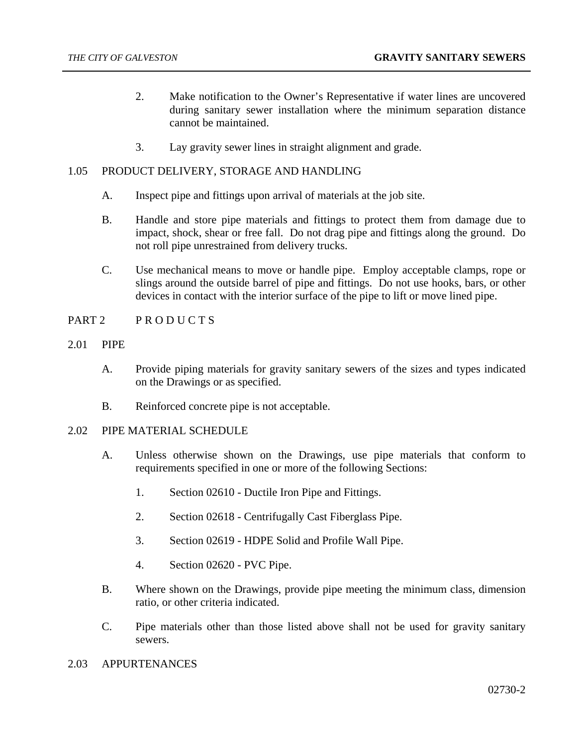2. Make notification to the Owner's Representative if water lines are uncovered during sanitary sewer installation where the minimum separation distance cannot be maintained.

3. Lay gravity sewer lines in straight alignment and grade.

## 1.05 PRODUCT DELIVERY, STORAGE AND HANDLING

A. Inspect pipe and fittings upon arrival of materials at the job site.

B. Handle and store pipe materials and fittings to protect them from damage due to impact, shock, shear or free fall. Do not drag pipe and fittings along the ground. Do not roll pipe unrestrained from delivery trucks.

C. Use mechanical means to move or handle pipe. Employ acceptable clamps, rope or slings around the outside barrel of pipe and fittings. Do not use hooks, bars, or other devices in contact with the interior surface of the pipe to lift or move lined pipe.

# PART 2 P R O D U C T S

## 2.01 PIPE

A. Provide piping materials for gravity sanitary sewers of the sizes and types indicated on the Drawings or as specified.

B. Reinforced concrete pipe is not acceptable.

## 2.02 PIPE MATERIAL SCHEDULE

A. Unless otherwise shown on the Drawings, use pipe materials that conform to requirements specified in one or more of the following Sections:

1. Section 02610 - Ductile Iron Pipe and Fittings.

2. Section 02618 - Centrifugally Cast Fiberglass Pipe.

3. Section 02619 - HDPE Solid and Profile Wall Pipe.

4. Section 02620 - PVC Pipe.

B. Where shown on the Drawings, provide pipe meeting the minimum class, dimension ratio, or other criteria indicated.

C. Pipe materials other than those listed above shall not be used for gravity sanitary sewers.

## 2.03 APPURTENANCES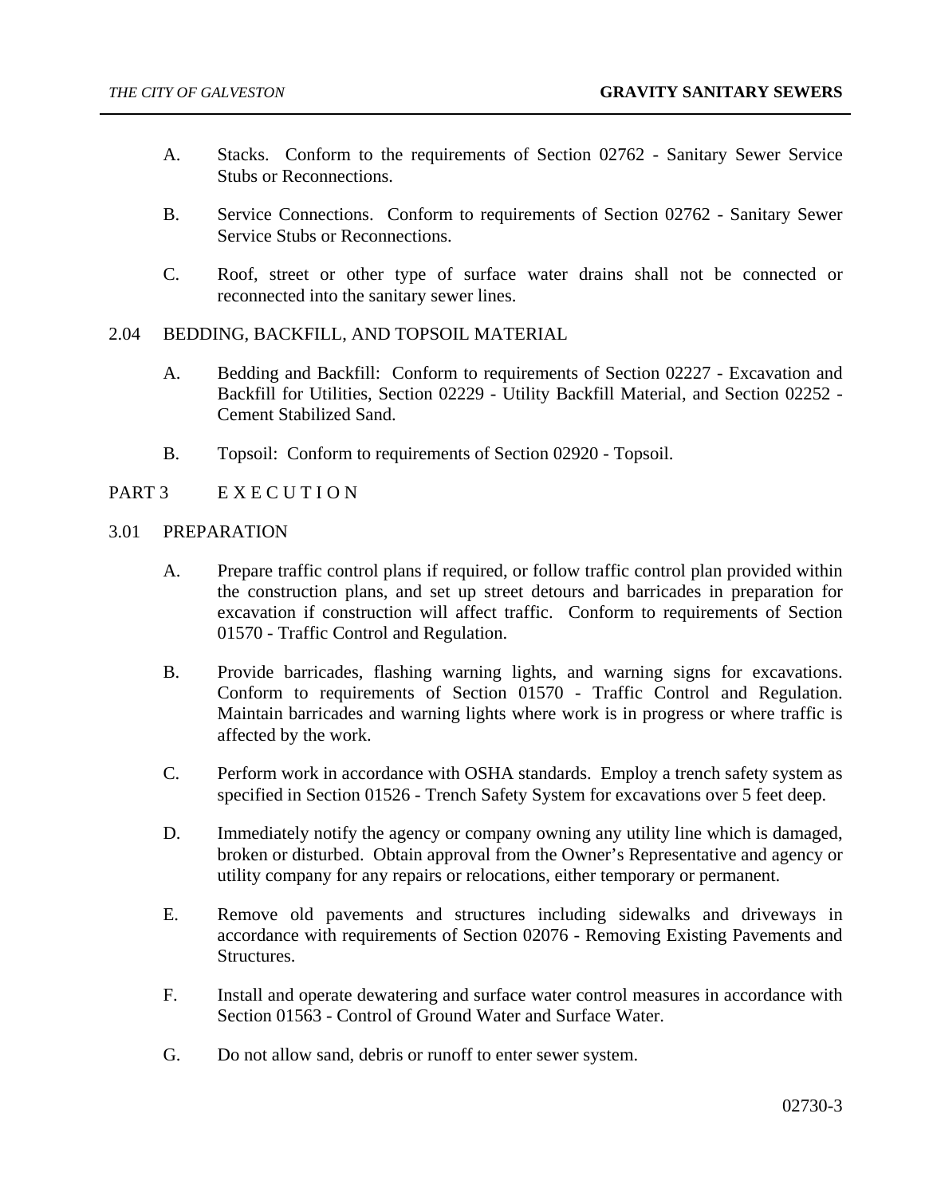A. Stacks. Conform to the requirements of Section 02762 - Sanitary Sewer Service Stubs or Reconnections.

B. Service Connections. Conform to requirements of Section 02762 - Sanitary Sewer Service Stubs or Reconnections.

C. Roof, street or other type of surface water drains shall not be connected or reconnected into the sanitary sewer lines.

## 2.04 BEDDING, BACKFILL, AND TOPSOIL MATERIAL

A. Bedding and Backfill: Conform to requirements of Section 02227 - Excavation and Backfill for Utilities, Section 02229 - Utility Backfill Material, and Section 02252 - Cement Stabilized Sand.

B. Topsoil: Conform to requirements of Section 02920 - Topsoil.

# PART 3 E X E C U T I O N

## 3.01 PREPARATION

A. Prepare traffic control plans if required, or follow traffic control plan provided within the construction plans, and set up street detours and barricades in preparation for excavation if construction will affect traffic. Conform to requirements of Section 01570 - Traffic Control and Regulation.

B. Provide barricades, flashing warning lights, and warning signs for excavations. Conform to requirements of Section 01570 - Traffic Control and Regulation. Maintain barricades and warning lights where work is in progress or where traffic is affected by the work.

C. Perform work in accordance with OSHA standards. Employ a trench safety system as specified in Section 01526 - Trench Safety System for excavations over 5 feet deep.

D. Immediately notify the agency or company owning any utility line which is damaged, broken or disturbed. Obtain approval from the Owner's Representative and agency or utility company for any repairs or relocations, either temporary or permanent.

E. Remove old pavements and structures including sidewalks and driveways in accordance with requirements of Section 02076 - Removing Existing Pavements and Structures.

F. Install and operate dewatering and surface water control measures in accordance with Section 01563 - Control of Ground Water and Surface Water.

G. Do not allow sand, debris or runoff to enter sewer system.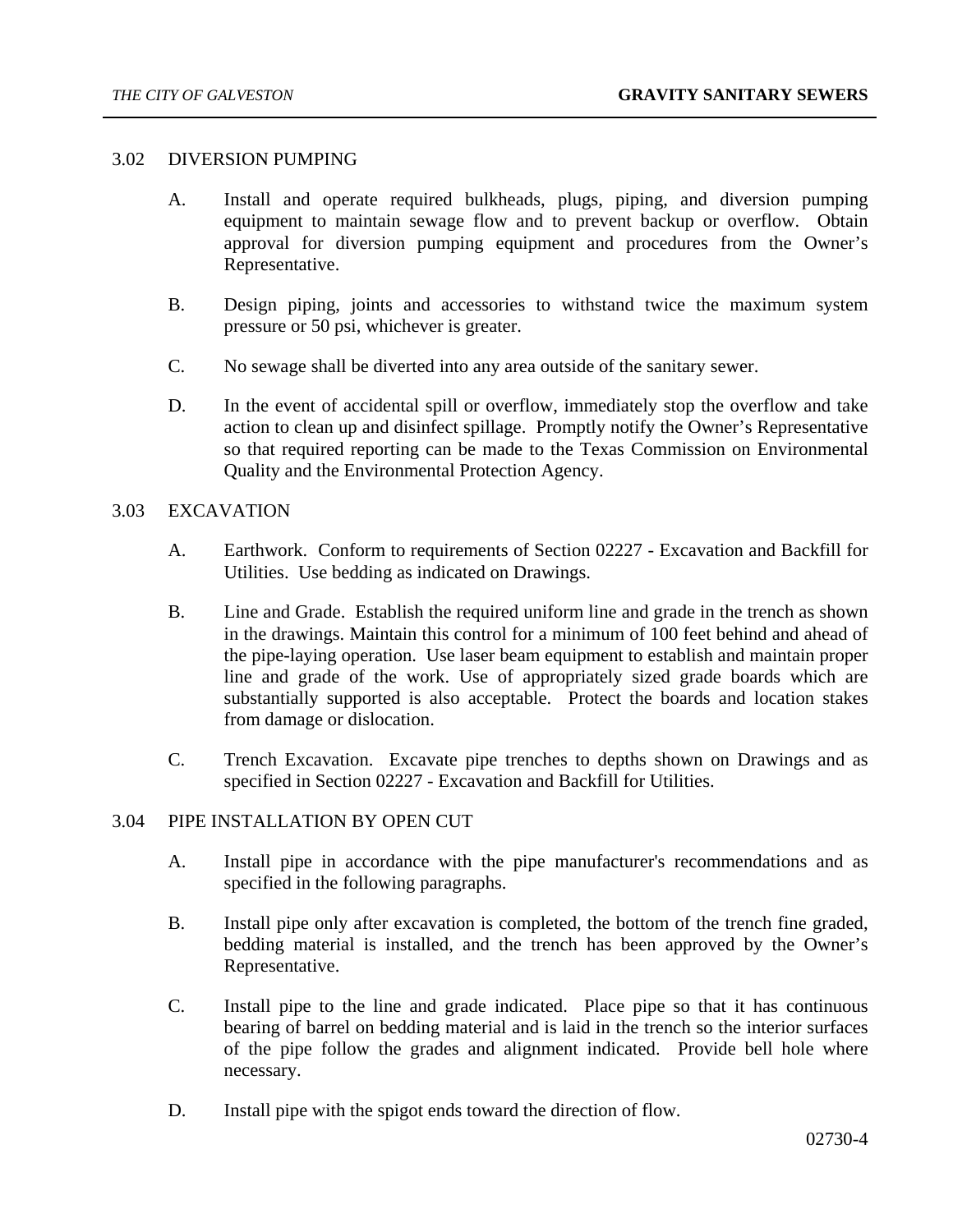## 3.02 DIVERSION PUMPING

A. Install and operate required bulkheads, plugs, piping, and diversion pumping equipment to maintain sewage flow and to prevent backup or overflow. Obtain approval for diversion pumping equipment and procedures from the Owner's Representative.

B. Design piping, joints and accessories to withstand twice the maximum system pressure or 50 psi, whichever is greater.

C. No sewage shall be diverted into any area outside of the sanitary sewer.

D. In the event of accidental spill or overflow, immediately stop the overflow and take action to clean up and disinfect spillage. Promptly notify the Owner's Representative so that required reporting can be made to the Texas Commission on Environmental Quality and the Environmental Protection Agency.

## 3.03 EXCAVATION

A. Earthwork. Conform to requirements of Section 02227 - Excavation and Backfill for Utilities. Use bedding as indicated on Drawings.

B. Line and Grade. Establish the required uniform line and grade in the trench as shown in the drawings. Maintain this control for a minimum of 100 feet behind and ahead of the pipe-laying operation. Use laser beam equipment to establish and maintain proper line and grade of the work. Use of appropriately sized grade boards which are substantially supported is also acceptable. Protect the boards and location stakes from damage or dislocation.

C. Trench Excavation. Excavate pipe trenches to depths shown on Drawings and as specified in Section 02227 - Excavation and Backfill for Utilities.

## 3.04 PIPE INSTALLATION BY OPEN CUT

A. Install pipe in accordance with the pipe manufacturer's recommendations and as specified in the following paragraphs.

B. Install pipe only after excavation is completed, the bottom of the trench fine graded, bedding material is installed, and the trench has been approved by the Owner's Representative.

C. Install pipe to the line and grade indicated. Place pipe so that it has continuous bearing of barrel on bedding material and is laid in the trench so the interior surfaces of the pipe follow the grades and alignment indicated. Provide bell hole where necessary.

D. Install pipe with the spigot ends toward the direction of flow.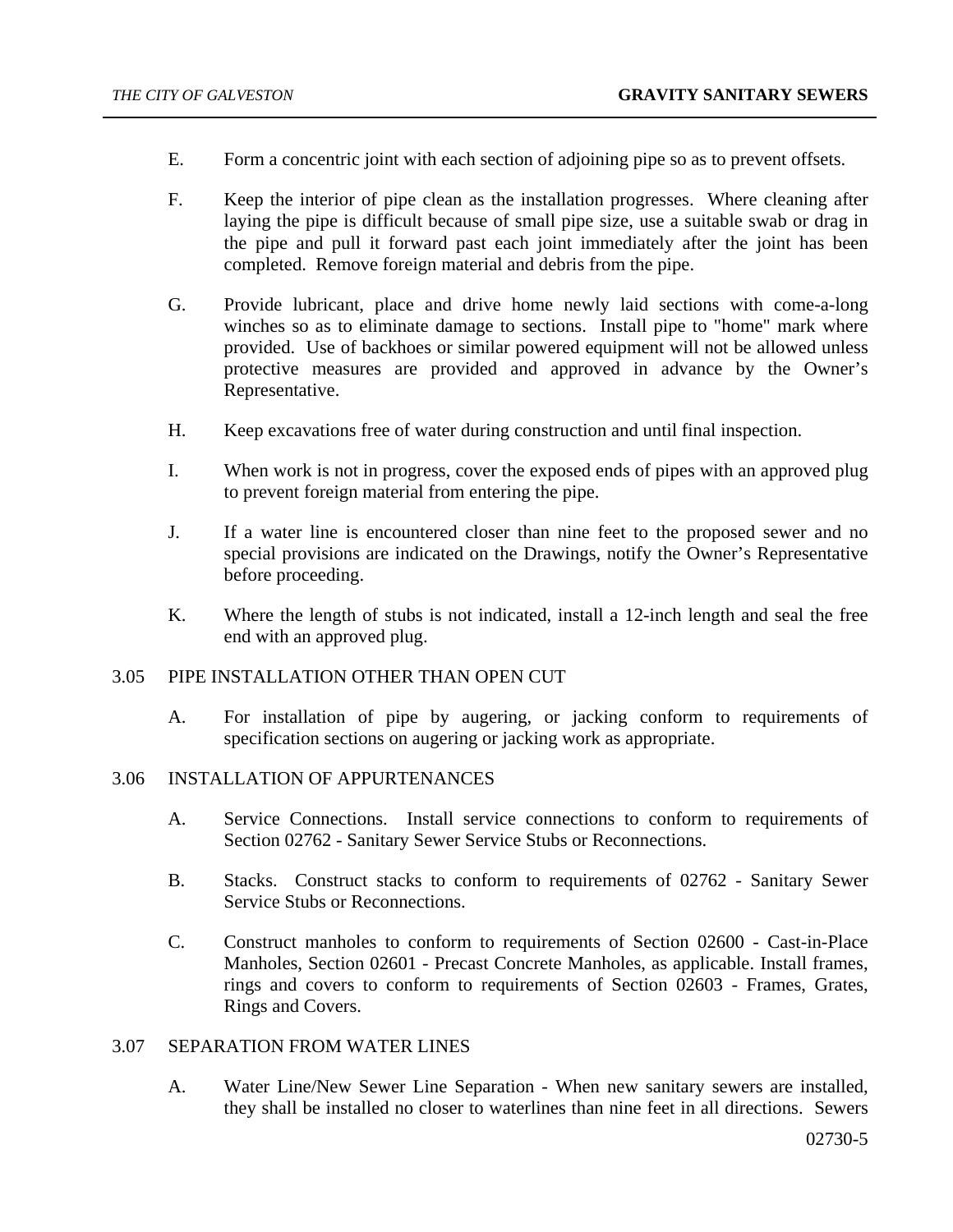E. Form a concentric joint with each section of adjoining pipe so as to prevent offsets.

F. Keep the interior of pipe clean as the installation progresses. Where cleaning after laying the pipe is difficult because of small pipe size, use a suitable swab or drag in the pipe and pull it forward past each joint immediately after the joint has been completed. Remove foreign material and debris from the pipe.

G. Provide lubricant, place and drive home newly laid sections with come-a-long winches so as to eliminate damage to sections. Install pipe to "home" mark where provided. Use of backhoes or similar powered equipment will not be allowed unless protective measures are provided and approved in advance by the Owner's Representative.

H. Keep excavations free of water during construction and until final inspection.

I. When work is not in progress, cover the exposed ends of pipes with an approved plug to prevent foreign material from entering the pipe.

J. If a water line is encountered closer than nine feet to the proposed sewer and no special provisions are indicated on the Drawings, notify the Owner's Representative before proceeding.

K. Where the length of stubs is not indicated, install a 12-inch length and seal the free end with an approved plug.

## 3.05 PIPE INSTALLATION OTHER THAN OPEN CUT

A. For installation of pipe by augering, or jacking conform to requirements of specification sections on augering or jacking work as appropriate.

## 3.06 INSTALLATION OF APPURTENANCES

A. Service Connections. Install service connections to conform to requirements of Section 02762 - Sanitary Sewer Service Stubs or Reconnections.

B. Stacks. Construct stacks to conform to requirements of 02762 - Sanitary Sewer Service Stubs or Reconnections.

C. Construct manholes to conform to requirements of Section 02600 - Cast-in-Place Manholes, Section 02601 - Precast Concrete Manholes, as applicable. Install frames, rings and covers to conform to requirements of Section 02603 - Frames, Grates, Rings and Covers.

## 3.07 SEPARATION FROM WATER LINES

A. Water Line/New Sewer Line Separation - When new sanitary sewers are installed, they shall be installed no closer to waterlines than nine feet in all directions. Sewers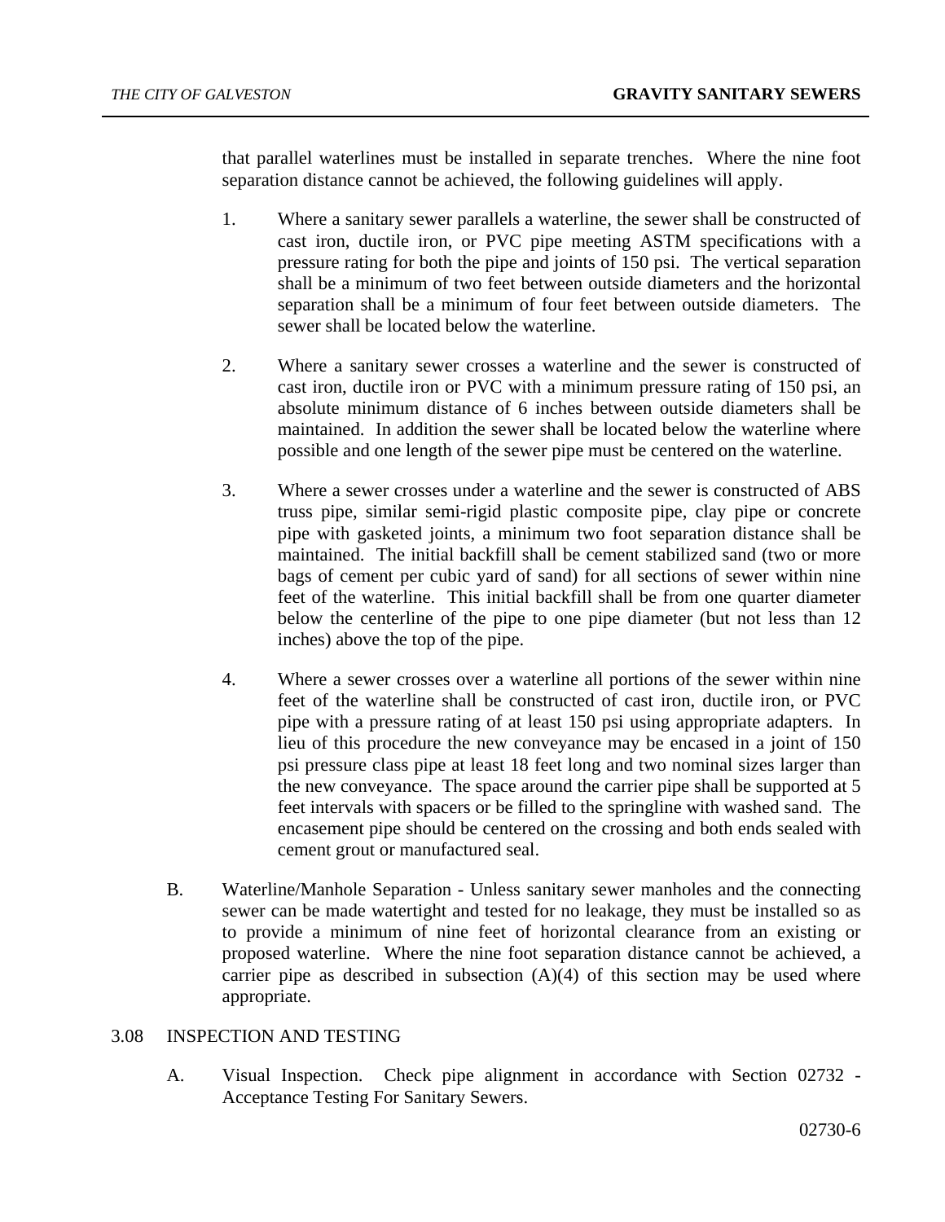that parallel waterlines must be installed in separate trenches. Where the nine foot separation distance cannot be achieved, the following guidelines will apply.

1. Where a sanitary sewer parallels a waterline, the sewer shall be constructed of cast iron, ductile iron, or PVC pipe meeting ASTM specifications with a pressure rating for both the pipe and joints of 150 psi. The vertical separation shall be a minimum of two feet between outside diameters and the horizontal separation shall be a minimum of four feet between outside diameters. The sewer shall be located below the waterline.

2. Where a sanitary sewer crosses a waterline and the sewer is constructed of cast iron, ductile iron or PVC with a minimum pressure rating of 150 psi, an absolute minimum distance of 6 inches between outside diameters shall be maintained. In addition the sewer shall be located below the waterline where possible and one length of the sewer pipe must be centered on the waterline.

3. Where a sewer crosses under a waterline and the sewer is constructed of ABS truss pipe, similar semi-rigid plastic composite pipe, clay pipe or concrete pipe with gasketed joints, a minimum two foot separation distance shall be maintained. The initial backfill shall be cement stabilized sand (two or more bags of cement per cubic yard of sand) for all sections of sewer within nine feet of the waterline. This initial backfill shall be from one quarter diameter below the centerline of the pipe to one pipe diameter (but not less than 12 inches) above the top of the pipe.

4. Where a sewer crosses over a waterline all portions of the sewer within nine feet of the waterline shall be constructed of cast iron, ductile iron, or PVC pipe with a pressure rating of at least 150 psi using appropriate adapters. In lieu of this procedure the new conveyance may be encased in a joint of 150 psi pressure class pipe at least 18 feet long and two nominal sizes larger than the new conveyance. The space around the carrier pipe shall be supported at 5 feet intervals with spacers or be filled to the springline with washed sand. The encasement pipe should be centered on the crossing and both ends sealed with cement grout or manufactured seal.

B. Waterline/Manhole Separation - Unless sanitary sewer manholes and the connecting sewer can be made watertight and tested for no leakage, they must be installed so as to provide a minimum of nine feet of horizontal clearance from an existing or proposed waterline. Where the nine foot separation distance cannot be achieved, a carrier pipe as described in subsection (A)(4) of this section may be used where appropriate.

## 3.08 INSPECTION AND TESTING

A. Visual Inspection. Check pipe alignment in accordance with Section 02732 - Acceptance Testing For Sanitary Sewers.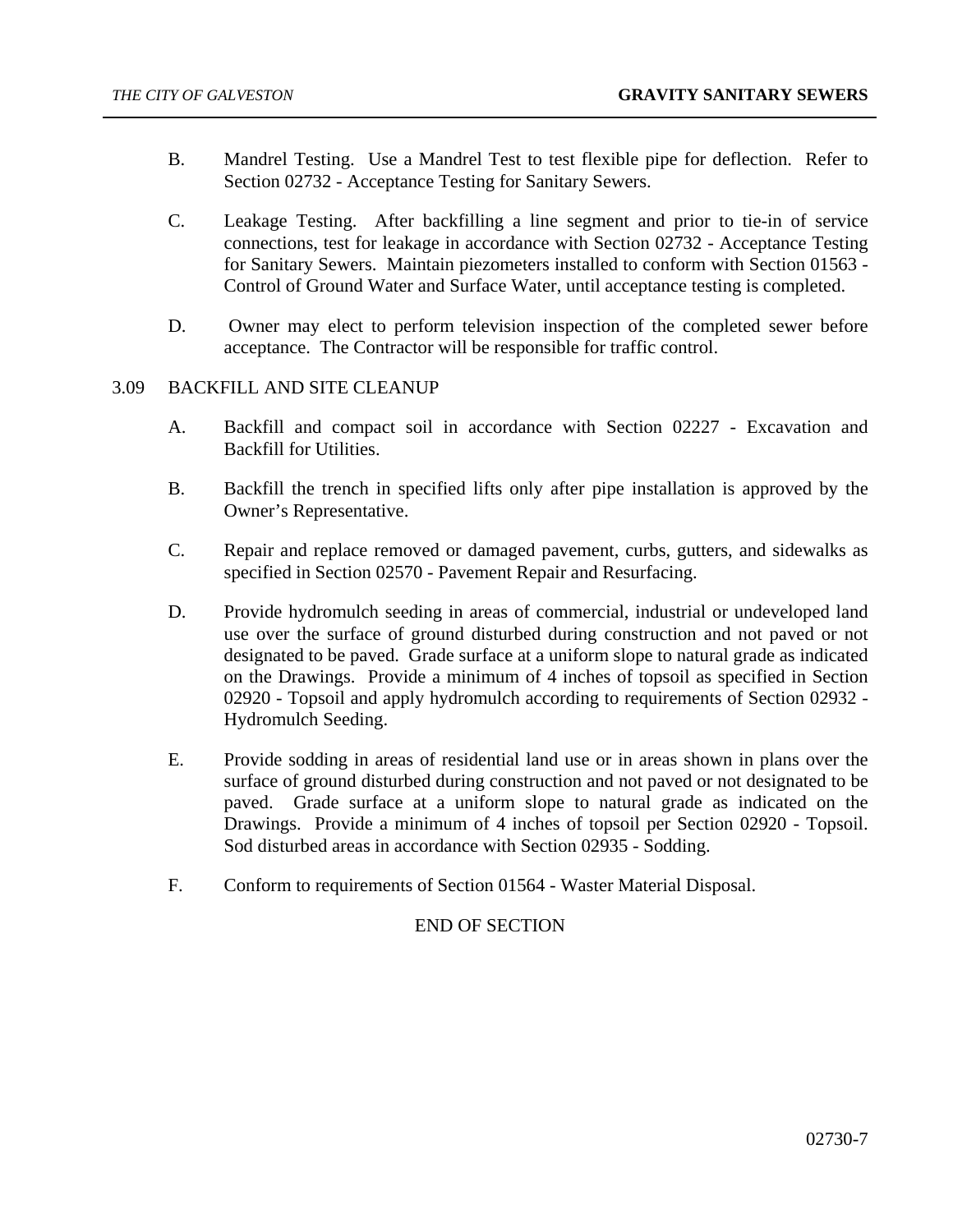B. Mandrel Testing. Use a Mandrel Test to test flexible pipe for deflection. Refer to Section 02732 - Acceptance Testing for Sanitary Sewers.

C. Leakage Testing. After backfilling a line segment and prior to tie-in of service connections, test for leakage in accordance with Section 02732 - Acceptance Testing for Sanitary Sewers. Maintain piezometers installed to conform with Section 01563 - Control of Ground Water and Surface Water, until acceptance testing is completed.

D. Owner may elect to perform television inspection of the completed sewer before acceptance. The Contractor will be responsible for traffic control.

## 3.09 BACKFILL AND SITE CLEANUP

A. Backfill and compact soil in accordance with Section 02227 - Excavation and Backfill for Utilities.

B. Backfill the trench in specified lifts only after pipe installation is approved by the Owner's Representative.

C. Repair and replace removed or damaged pavement, curbs, gutters, and sidewalks as specified in Section 02570 - Pavement Repair and Resurfacing.

D. Provide hydromulch seeding in areas of commercial, industrial or undeveloped land use over the surface of ground disturbed during construction and not paved or not designated to be paved. Grade surface at a uniform slope to natural grade as indicated on the Drawings. Provide a minimum of 4 inches of topsoil as specified in Section 02920 - Topsoil and apply hydromulch according to requirements of Section 02932 - Hydromulch Seeding.

E. Provide sodding in areas of residential land use or in areas shown in plans over the surface of ground disturbed during construction and not paved or not designated to be paved. Grade surface at a uniform slope to natural grade as indicated on the Drawings. Provide a minimum of 4 inches of topsoil per Section 02920 - Topsoil. Sod disturbed areas in accordance with Section 02935 - Sodding.

F. Conform to requirements of Section 01564 - Waster Material Disposal.

END OF SECTION